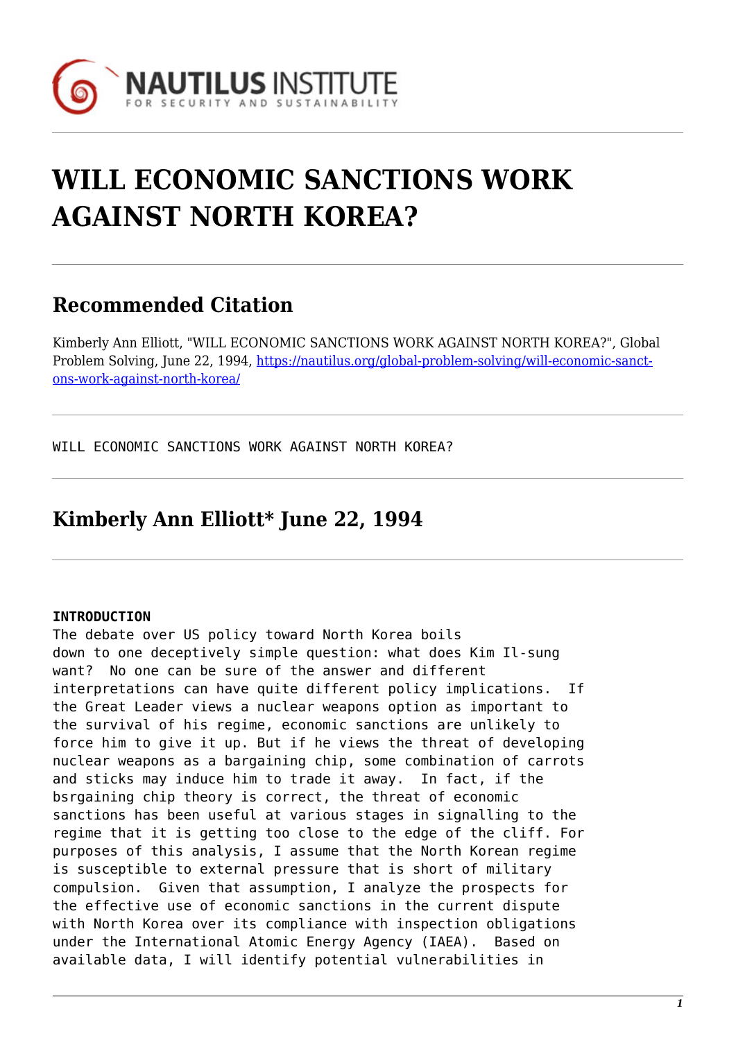# WILL ECONOMIC SANCTIONS WORK AGAINST NORTH KOREA?

## Recommended Citation

Kimberly Ann Elliott, "WILL ECONOMIC SANCTIONS WORK AGAINST NORTH KOREA?", Global Problem Solving, June 22, 1994, https://nautilus.org/global-problem-solving/will-economic-sanctions-work-against-north-korea/

WILL ECONOMIC SANCTIONS WORK AGAINST NORTH KOREA?

## Kimberly Ann Elliott* June 22, 1994

**INTRODUCTION**

The debate over US policy toward North Korea boils down to one deceptively simple question: what does Kim Il-sung want? No one can be sure of the answer and different interpretations can have quite different policy implications. If the Great Leader views a nuclear weapons option as important to the survival of his regime, economic sanctions are unlikely to force him to give it up. But if he views the threat of developing nuclear weapons as a bargaining chip, some combination of carrots and sticks may induce him to trade it away. In fact, if the bsrgaining chip theory is correct, the threat of economic sanctions has been useful at various stages in signalling to the regime that it is getting too close to the edge of the cliff. For purposes of this analysis, I assume that the North Korean regime is susceptible to external pressure that is short of military compulsion. Given that assumption, I analyze the prospects for the effective use of economic sanctions in the current dispute with North Korea over its compliance with inspection obligations under the International Atomic Energy Agency (IAEA). Based on available data, I will identify potential vulnerabilities in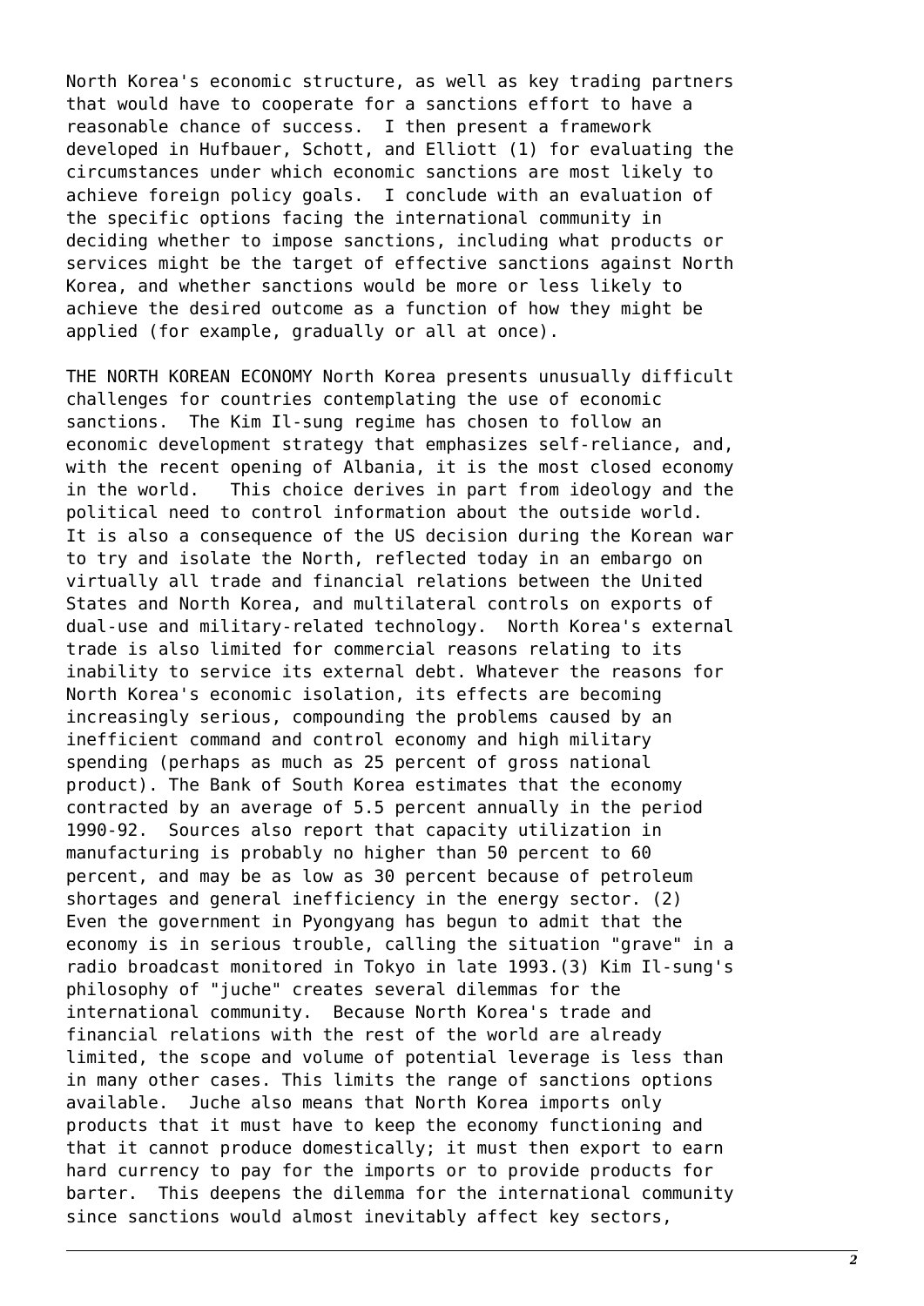North Korea's economic structure, as well as key trading partners that would have to cooperate for a sanctions effort to have a reasonable chance of success. I then present a framework developed in Hufbauer, Schott, and Elliott (1) for evaluating the circumstances under which economic sanctions are most likely to achieve foreign policy goals. I conclude with an evaluation of the specific options facing the international community in deciding whether to impose sanctions, including what products or services might be the target of effective sanctions against North Korea, and whether sanctions would be more or less likely to achieve the desired outcome as a function of how they might be applied (for example, gradually or all at once).

THE NORTH KOREAN ECONOMY North Korea presents unusually difficult challenges for countries contemplating the use of economic sanctions. The Kim Il-sung regime has chosen to follow an economic development strategy that emphasizes self-reliance, and, with the recent opening of Albania, it is the most closed economy in the world. This choice derives in part from ideology and the political need to control information about the outside world. It is also a consequence of the US decision during the Korean war to try and isolate the North, reflected today in an embargo on virtually all trade and financial relations between the United States and North Korea, and multilateral controls on exports of dual-use and military-related technology. North Korea's external trade is also limited for commercial reasons relating to its inability to service its external debt. Whatever the reasons for North Korea's economic isolation, its effects are becoming increasingly serious, compounding the problems caused by an inefficient command and control economy and high military spending (perhaps as much as 25 percent of gross national product). The Bank of South Korea estimates that the economy contracted by an average of 5.5 percent annually in the period 1990-92. Sources also report that capacity utilization in manufacturing is probably no higher than 50 percent to 60 percent, and may be as low as 30 percent because of petroleum shortages and general inefficiency in the energy sector. (2) Even the government in Pyongyang has begun to admit that the economy is in serious trouble, calling the situation "grave" in a radio broadcast monitored in Tokyo in late 1993.(3) Kim Il-sung's philosophy of "juche" creates several dilemmas for the international community. Because North Korea's trade and financial relations with the rest of the world are already limited, the scope and volume of potential leverage is less than in many other cases. This limits the range of sanctions options available. Juche also means that North Korea imports only products that it must have to keep the economy functioning and that it cannot produce domestically; it must then export to earn hard currency to pay for the imports or to provide products for barter. This deepens the dilemma for the international community since sanctions would almost inevitably affect key sectors,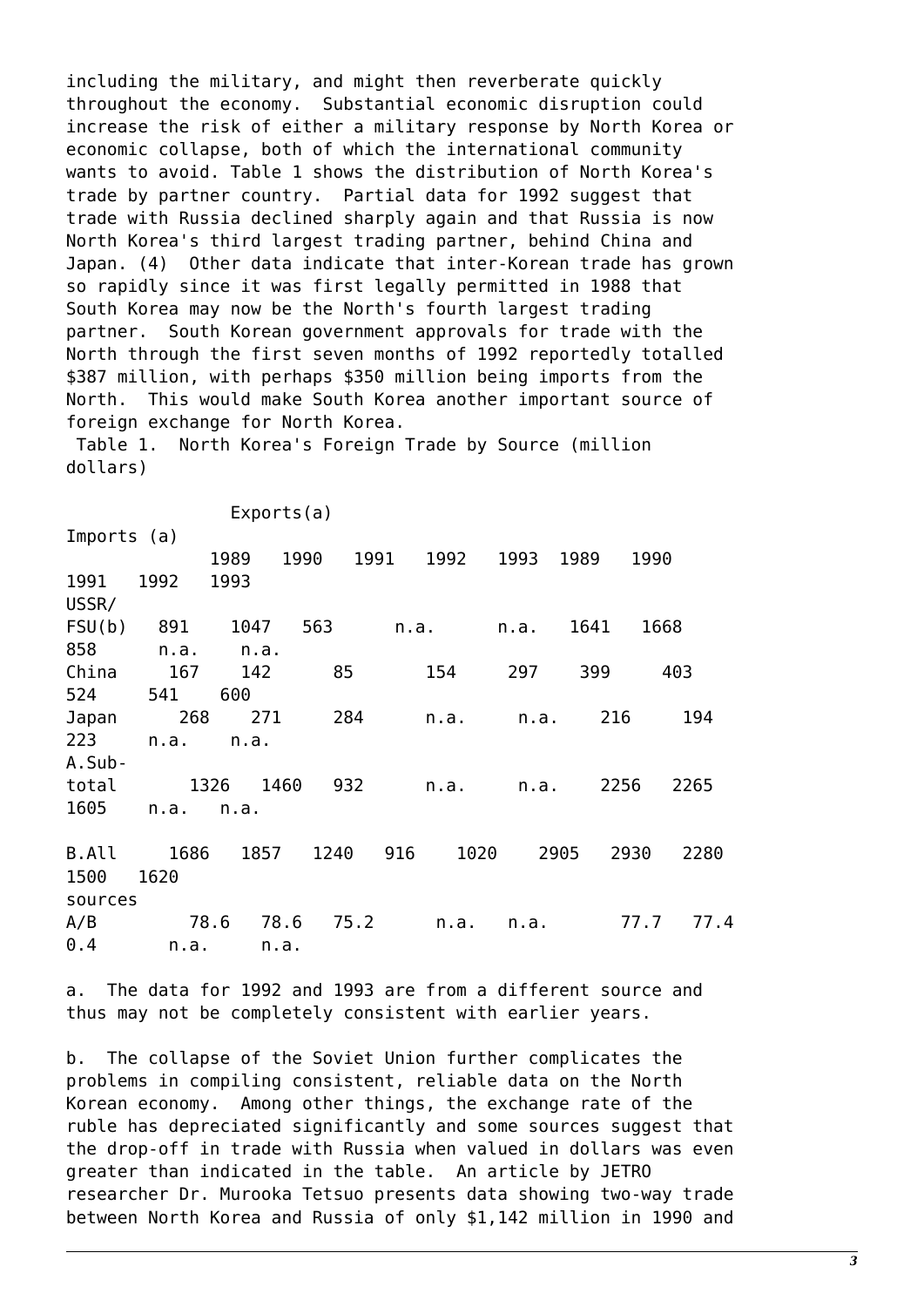including the military, and might then reverberate quickly throughout the economy. Substantial economic disruption could increase the risk of either a military response by North Korea or economic collapse, both of which the international community wants to avoid. Table 1 shows the distribution of North Korea's trade by partner country. Partial data for 1992 suggest that trade with Russia declined sharply again and that Russia is now North Korea's third largest trading partner, behind China and Japan. (4) Other data indicate that inter-Korean trade has grown so rapidly since it was first legally permitted in 1988 that South Korea may now be the North's fourth largest trading partner. South Korean government approvals for trade with the North through the first seven months of 1992 reportedly totalled $387 million, with perhaps $350 million being imports from the North. This would make South Korea another important source of foreign exchange for North Korea.

Table 1. North Korea's Foreign Trade by Source (million dollars)

| | Exports(a) | | | | | Imports (a) | | | | |
|---|---|---|---|---|---|---|---|---|---|---|
| | 1989 | 1990 | 1991 | 1992 | 1993 | 1989 | 1990 | 1991 | 1992 | 1993 |
| USSR/ FSU(b) | 891 | 1047 | 563 | n.a. | n.a. | 1641 | 1668 | 858 | n.a. | n.a. |
| China | 167 | 142 | 85 | 154 | 297 | 399 | 403 | 524 | 541 | 600 |
| Japan | 268 | 271 | 284 | n.a. | n.a. | 216 | 194 | 223 | n.a. | n.a. |
| A.Sub-total | 1326 | 1460 | 932 | n.a. | n.a. | 2256 | 2265 | 1605 | n.a. | n.a. |
| B.All sources | 1686 | 1857 | 1240 | 916 | 1020 | 2905 | 2930 | 2280 | 1500 | 1620 |
| A/B | 78.6 | 78.6 | 75.2 | n.a. | n.a. | 77.7 | 77.4 | 0.4 | n.a. | n.a. |

a. The data for 1992 and 1993 are from a different source and thus may not be completely consistent with earlier years.

b. The collapse of the Soviet Union further complicates the problems in compiling consistent, reliable data on the North Korean economy. Among other things, the exchange rate of the ruble has depreciated significantly and some sources suggest that the drop-off in trade with Russia when valued in dollars was even greater than indicated in the table. An article by JETRO researcher Dr. Murooka Tetsuo presents data showing two-way trade between North Korea and Russia of only $1,142 million in 1990 and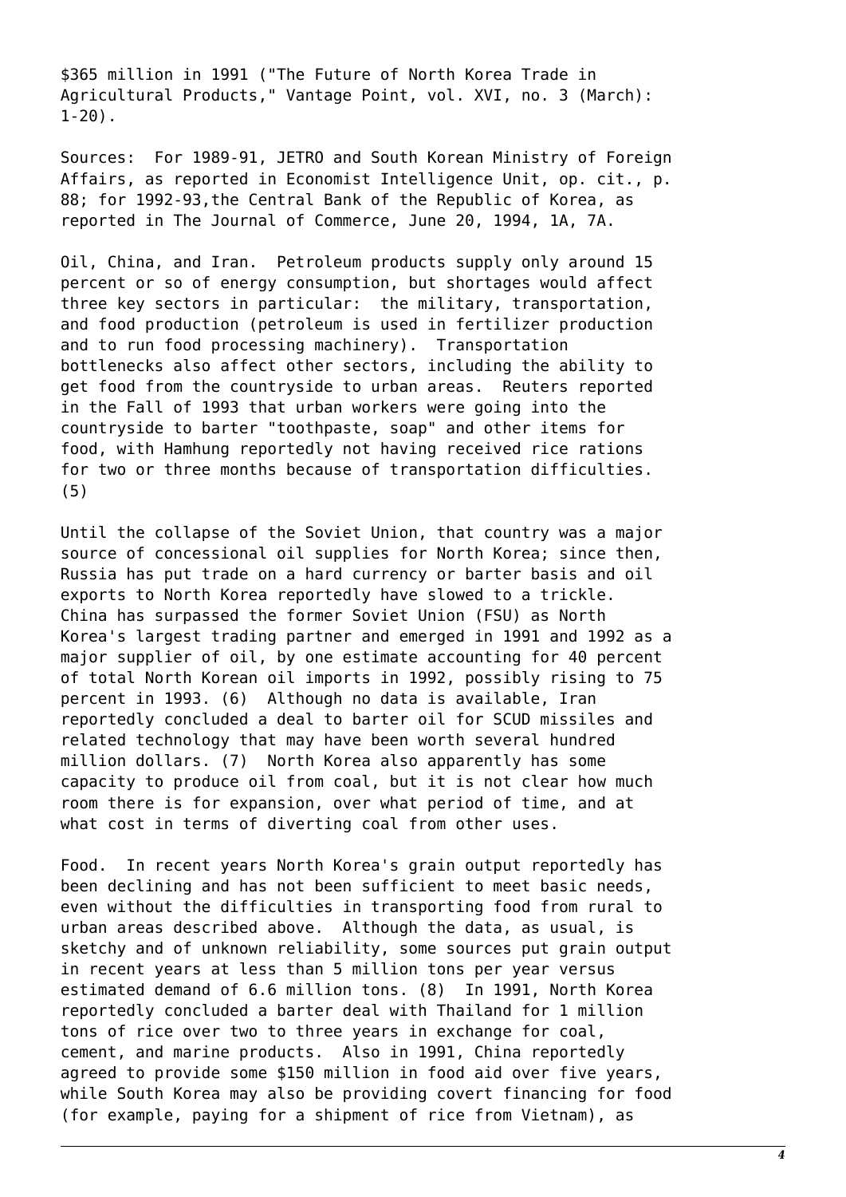$365 million in 1991 ("The Future of North Korea Trade in Agricultural Products," Vantage Point, vol. XVI, no. 3 (March): 1-20).

Sources: For 1989-91, JETRO and South Korean Ministry of Foreign Affairs, as reported in Economist Intelligence Unit, op. cit., p. 88; for 1992-93,the Central Bank of the Republic of Korea, as reported in The Journal of Commerce, June 20, 1994, 1A, 7A.

Oil, China, and Iran. Petroleum products supply only around 15 percent or so of energy consumption, but shortages would affect three key sectors in particular: the military, transportation, and food production (petroleum is used in fertilizer production and to run food processing machinery). Transportation bottlenecks also affect other sectors, including the ability to get food from the countryside to urban areas. Reuters reported in the Fall of 1993 that urban workers were going into the countryside to barter "toothpaste, soap" and other items for food, with Hamhung reportedly not having received rice rations for two or three months because of transportation difficulties. (5)

Until the collapse of the Soviet Union, that country was a major source of concessional oil supplies for North Korea; since then, Russia has put trade on a hard currency or barter basis and oil exports to North Korea reportedly have slowed to a trickle. China has surpassed the former Soviet Union (FSU) as North Korea's largest trading partner and emerged in 1991 and 1992 as a major supplier of oil, by one estimate accounting for 40 percent of total North Korean oil imports in 1992, possibly rising to 75 percent in 1993. (6) Although no data is available, Iran reportedly concluded a deal to barter oil for SCUD missiles and related technology that may have been worth several hundred million dollars. (7) North Korea also apparently has some capacity to produce oil from coal, but it is not clear how much room there is for expansion, over what period of time, and at what cost in terms of diverting coal from other uses.

Food. In recent years North Korea's grain output reportedly has been declining and has not been sufficient to meet basic needs, even without the difficulties in transporting food from rural to urban areas described above. Although the data, as usual, is sketchy and of unknown reliability, some sources put grain output in recent years at less than 5 million tons per year versus estimated demand of 6.6 million tons. (8) In 1991, North Korea reportedly concluded a barter deal with Thailand for 1 million tons of rice over two to three years in exchange for coal, cement, and marine products. Also in 1991, China reportedly agreed to provide some $150 million in food aid over five years, while South Korea may also be providing covert financing for food (for example, paying for a shipment of rice from Vietnam), as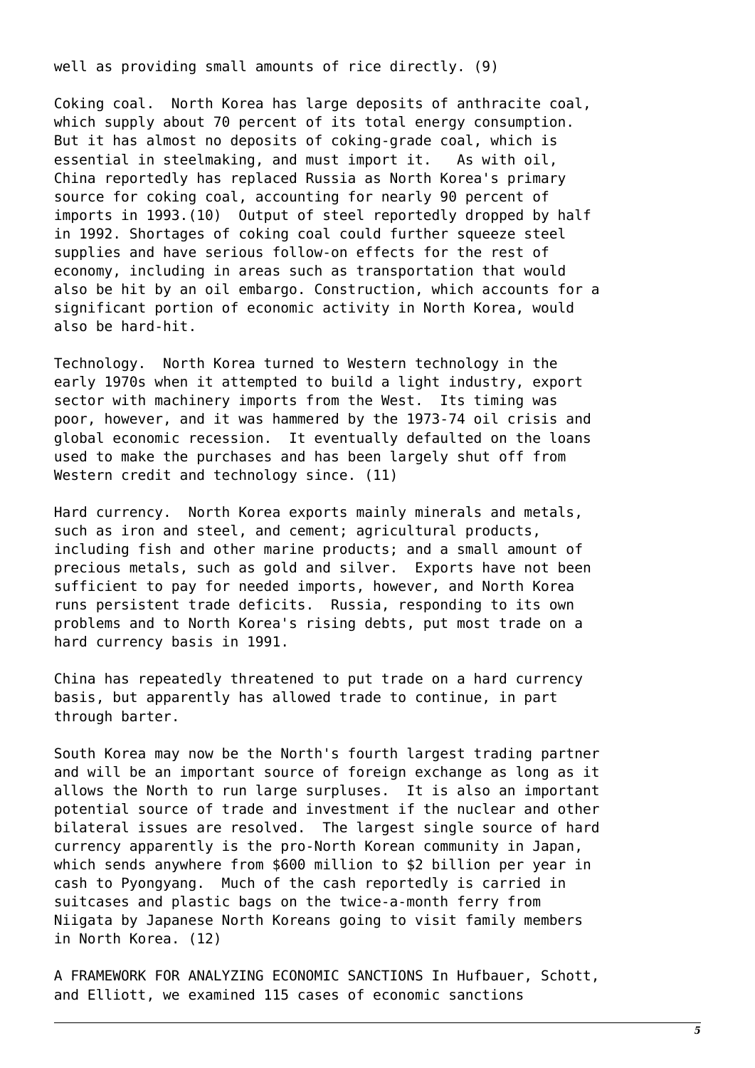well as providing small amounts of rice directly. (9)

Coking coal. North Korea has large deposits of anthracite coal, which supply about 70 percent of its total energy consumption. But it has almost no deposits of coking-grade coal, which is essential in steelmaking, and must import it. As with oil, China reportedly has replaced Russia as North Korea's primary source for coking coal, accounting for nearly 90 percent of imports in 1993.(10) Output of steel reportedly dropped by half in 1992. Shortages of coking coal could further squeeze steel supplies and have serious follow-on effects for the rest of economy, including in areas such as transportation that would also be hit by an oil embargo. Construction, which accounts for a significant portion of economic activity in North Korea, would also be hard-hit.

Technology. North Korea turned to Western technology in the early 1970s when it attempted to build a light industry, export sector with machinery imports from the West. Its timing was poor, however, and it was hammered by the 1973-74 oil crisis and global economic recession. It eventually defaulted on the loans used to make the purchases and has been largely shut off from Western credit and technology since. (11)

Hard currency. North Korea exports mainly minerals and metals, such as iron and steel, and cement; agricultural products, including fish and other marine products; and a small amount of precious metals, such as gold and silver. Exports have not been sufficient to pay for needed imports, however, and North Korea runs persistent trade deficits. Russia, responding to its own problems and to North Korea's rising debts, put most trade on a hard currency basis in 1991.

China has repeatedly threatened to put trade on a hard currency basis, but apparently has allowed trade to continue, in part through barter.

South Korea may now be the North's fourth largest trading partner and will be an important source of foreign exchange as long as it allows the North to run large surpluses. It is also an important potential source of trade and investment if the nuclear and other bilateral issues are resolved. The largest single source of hard currency apparently is the pro-North Korean community in Japan, which sends anywhere from $600 million to $2 billion per year in cash to Pyongyang. Much of the cash reportedly is carried in suitcases and plastic bags on the twice-a-month ferry from Niigata by Japanese North Koreans going to visit family members in North Korea. (12)

A FRAMEWORK FOR ANALYZING ECONOMIC SANCTIONS In Hufbauer, Schott, and Elliott, we examined 115 cases of economic sanctions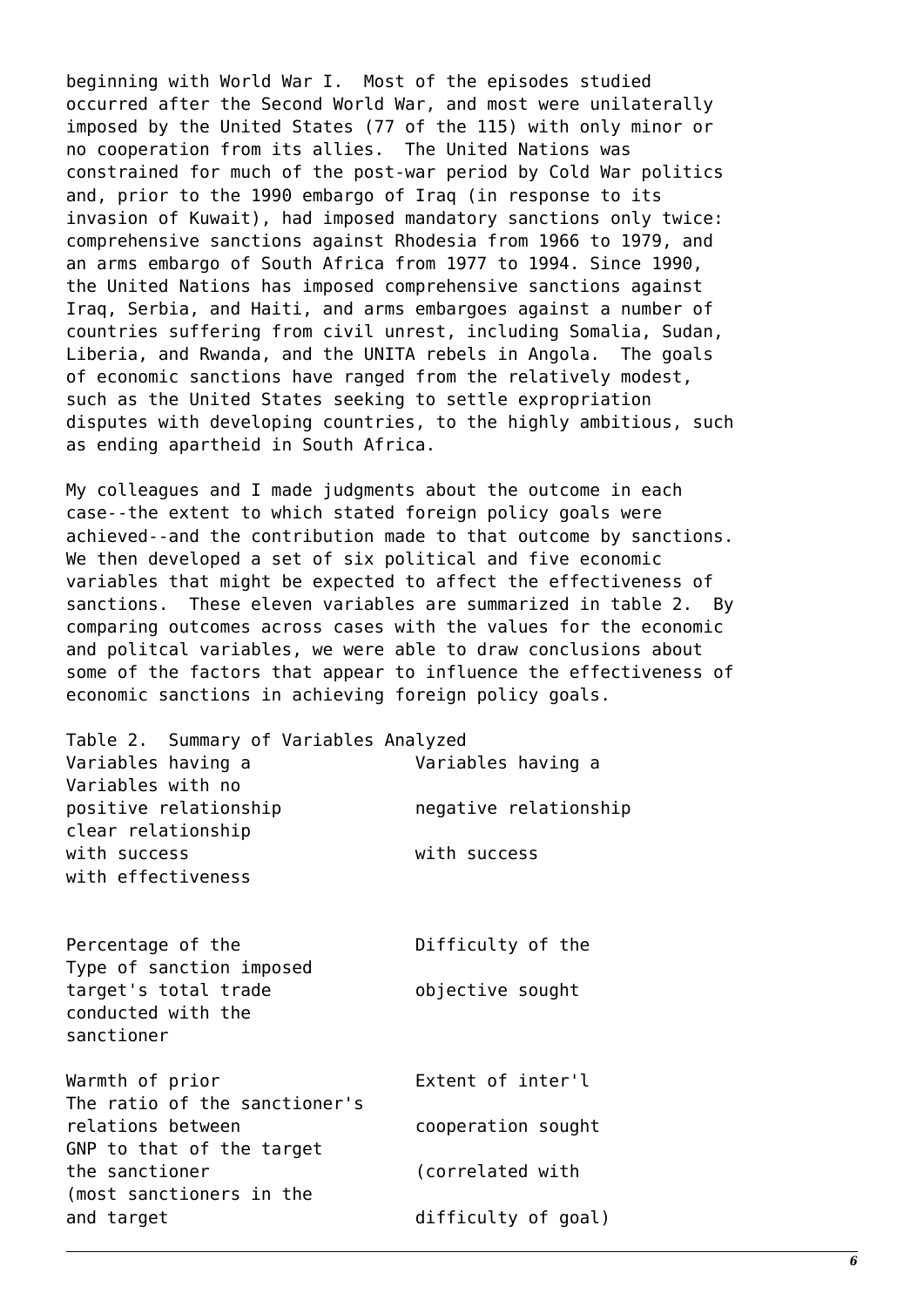beginning with World War I. Most of the episodes studied occurred after the Second World War, and most were unilaterally imposed by the United States (77 of the 115) with only minor or no cooperation from its allies. The United Nations was constrained for much of the post-war period by Cold War politics and, prior to the 1990 embargo of Iraq (in response to its invasion of Kuwait), had imposed mandatory sanctions only twice: comprehensive sanctions against Rhodesia from 1966 to 1979, and an arms embargo of South Africa from 1977 to 1994. Since 1990, the United Nations has imposed comprehensive sanctions against Iraq, Serbia, and Haiti, and arms embargoes against a number of countries suffering from civil unrest, including Somalia, Sudan, Liberia, and Rwanda, and the UNITA rebels in Angola. The goals of economic sanctions have ranged from the relatively modest, such as the United States seeking to settle expropriation disputes with developing countries, to the highly ambitious, such as ending apartheid in South Africa.

My colleagues and I made judgments about the outcome in each case--the extent to which stated foreign policy goals were achieved--and the contribution made to that outcome by sanctions. We then developed a set of six political and five economic variables that might be expected to affect the effectiveness of sanctions. These eleven variables are summarized in table 2. By comparing outcomes across cases with the values for the economic and politcal variables, we were able to draw conclusions about some of the factors that appear to influence the effectiveness of economic sanctions in achieving foreign policy goals.

Table 2. Summary of Variables Analyzed

| Variables having a positive relationship with success | Variables having a negative relationship with success | Variables with no clear relationship with effectiveness |
|---|---|---|
| Percentage of the target's total trade conducted with the sanctioner | Difficulty of the objective sought | Type of sanction imposed |
| Warmth of prior relations between the sanctioner and target | Extent of inter'l cooperation sought (correlated with difficulty of goal) | The ratio of the sanctioner's GNP to that of the target (most sanctioners in the |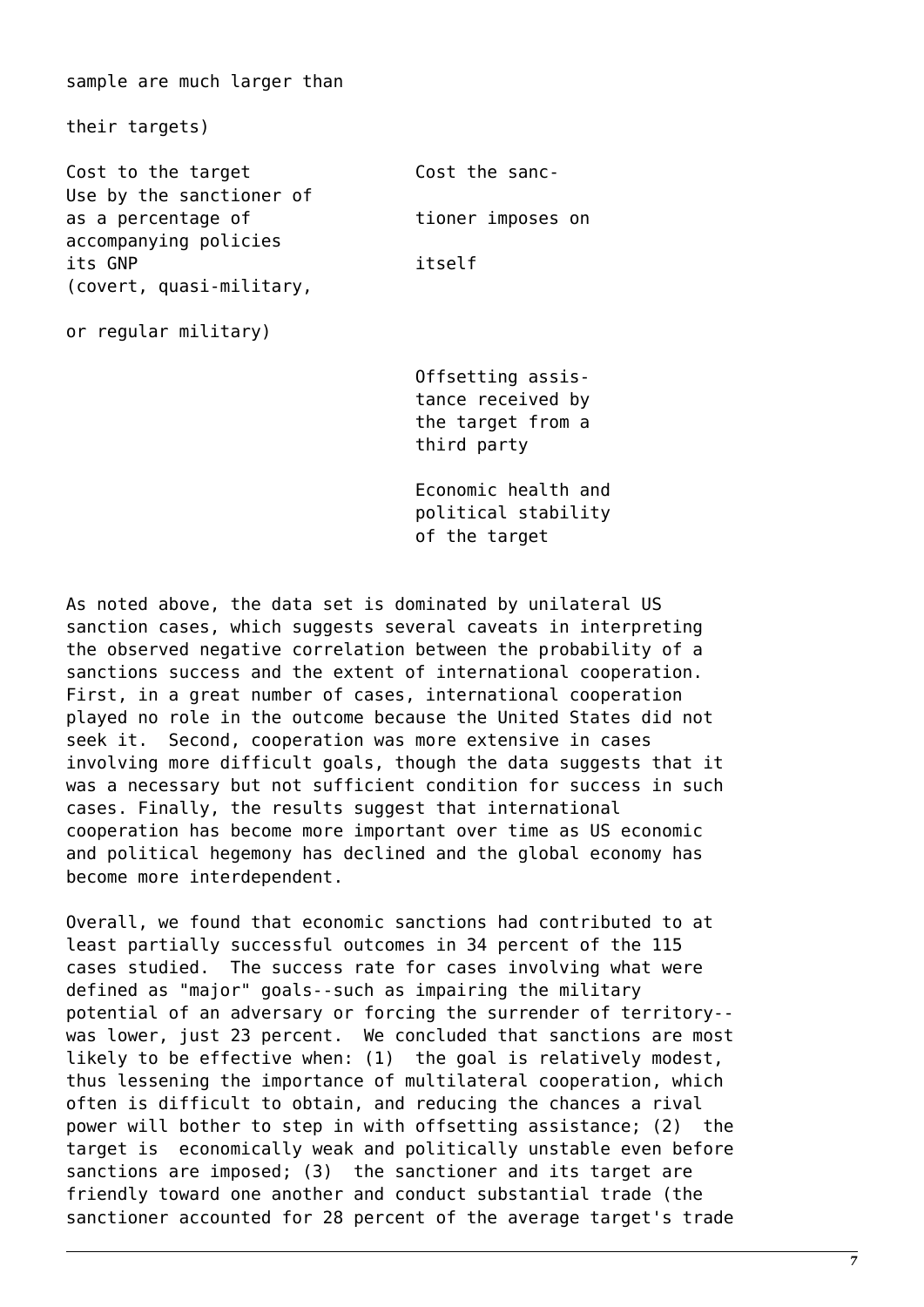sample are much larger than

their targets)

| | |
|---|---|
| Use by the sanctioner of accompanying policies (covert, quasi-military, or regular military) | Cost to the target as a percentage of its GNP |
| | Cost the sanctioner imposes on itself |
| | Offsetting assistance received by the target from a third party |
| | Economic health and political stability of the target |

As noted above, the data set is dominated by unilateral US sanction cases, which suggests several caveats in interpreting the observed negative correlation between the probability of a sanctions success and the extent of international cooperation. First, in a great number of cases, international cooperation played no role in the outcome because the United States did not seek it. Second, cooperation was more extensive in cases involving more difficult goals, though the data suggests that it was a necessary but not sufficient condition for success in such cases. Finally, the results suggest that international cooperation has become more important over time as US economic and political hegemony has declined and the global economy has become more interdependent.

Overall, we found that economic sanctions had contributed to at least partially successful outcomes in 34 percent of the 115 cases studied. The success rate for cases involving what were defined as "major" goals--such as impairing the military potential of an adversary or forcing the surrender of territory--was lower, just 23 percent. We concluded that sanctions are most likely to be effective when: (1) the goal is relatively modest, thus lessening the importance of multilateral cooperation, which often is difficult to obtain, and reducing the chances a rival power will bother to step in with offsetting assistance; (2) the target is economically weak and politically unstable even before sanctions are imposed; (3) the sanctioner and its target are friendly toward one another and conduct substantial trade (the sanctioner accounted for 28 percent of the average target's trade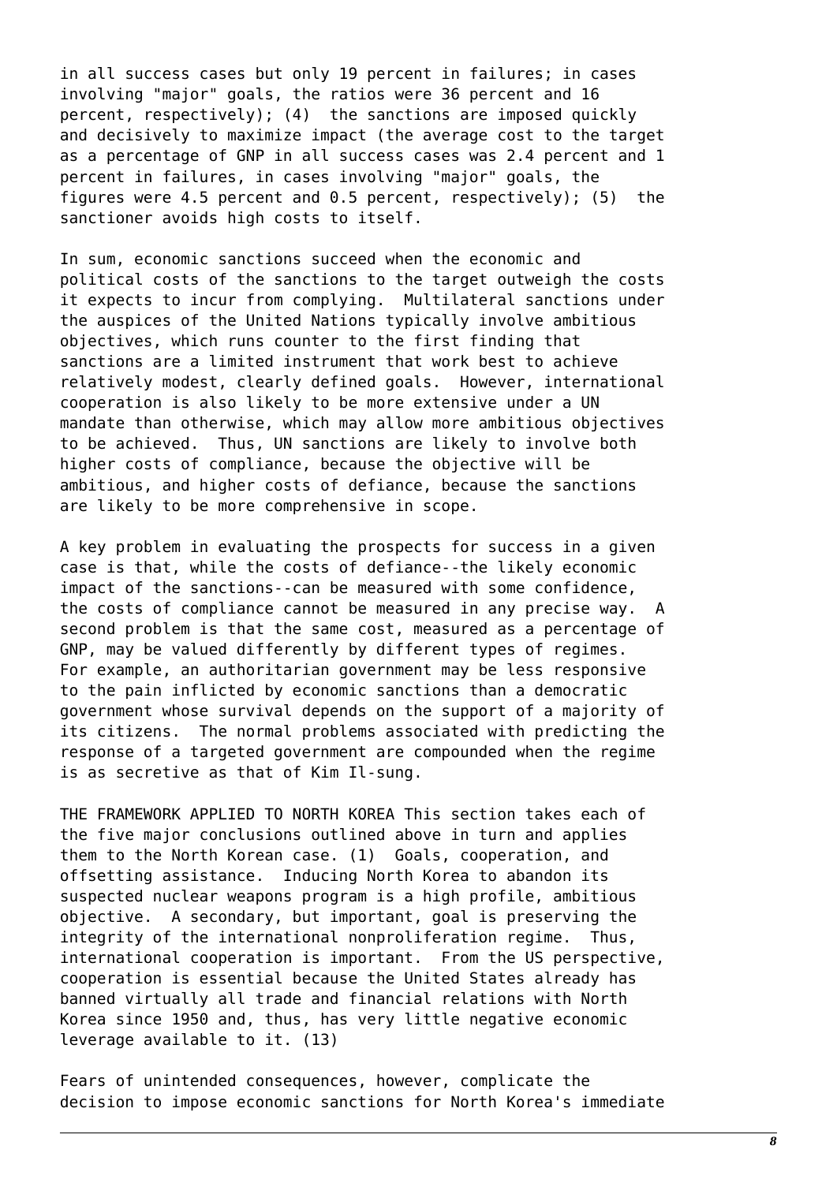in all success cases but only 19 percent in failures; in cases involving "major" goals, the ratios were 36 percent and 16 percent, respectively); (4) the sanctions are imposed quickly and decisively to maximize impact (the average cost to the target as a percentage of GNP in all success cases was 2.4 percent and 1 percent in failures, in cases involving "major" goals, the figures were 4.5 percent and 0.5 percent, respectively); (5) the sanctioner avoids high costs to itself.

In sum, economic sanctions succeed when the economic and political costs of the sanctions to the target outweigh the costs it expects to incur from complying. Multilateral sanctions under the auspices of the United Nations typically involve ambitious objectives, which runs counter to the first finding that sanctions are a limited instrument that work best to achieve relatively modest, clearly defined goals. However, international cooperation is also likely to be more extensive under a UN mandate than otherwise, which may allow more ambitious objectives to be achieved. Thus, UN sanctions are likely to involve both higher costs of compliance, because the objective will be ambitious, and higher costs of defiance, because the sanctions are likely to be more comprehensive in scope.

A key problem in evaluating the prospects for success in a given case is that, while the costs of defiance--the likely economic impact of the sanctions--can be measured with some confidence, the costs of compliance cannot be measured in any precise way. A second problem is that the same cost, measured as a percentage of GNP, may be valued differently by different types of regimes. For example, an authoritarian government may be less responsive to the pain inflicted by economic sanctions than a democratic government whose survival depends on the support of a majority of its citizens. The normal problems associated with predicting the response of a targeted government are compounded when the regime is as secretive as that of Kim Il-sung.

THE FRAMEWORK APPLIED TO NORTH KOREA This section takes each of the five major conclusions outlined above in turn and applies them to the North Korean case. (1) Goals, cooperation, and offsetting assistance. Inducing North Korea to abandon its suspected nuclear weapons program is a high profile, ambitious objective. A secondary, but important, goal is preserving the integrity of the international nonproliferation regime. Thus, international cooperation is important. From the US perspective, cooperation is essential because the United States already has banned virtually all trade and financial relations with North Korea since 1950 and, thus, has very little negative economic leverage available to it. (13)

Fears of unintended consequences, however, complicate the decision to impose economic sanctions for North Korea's immediate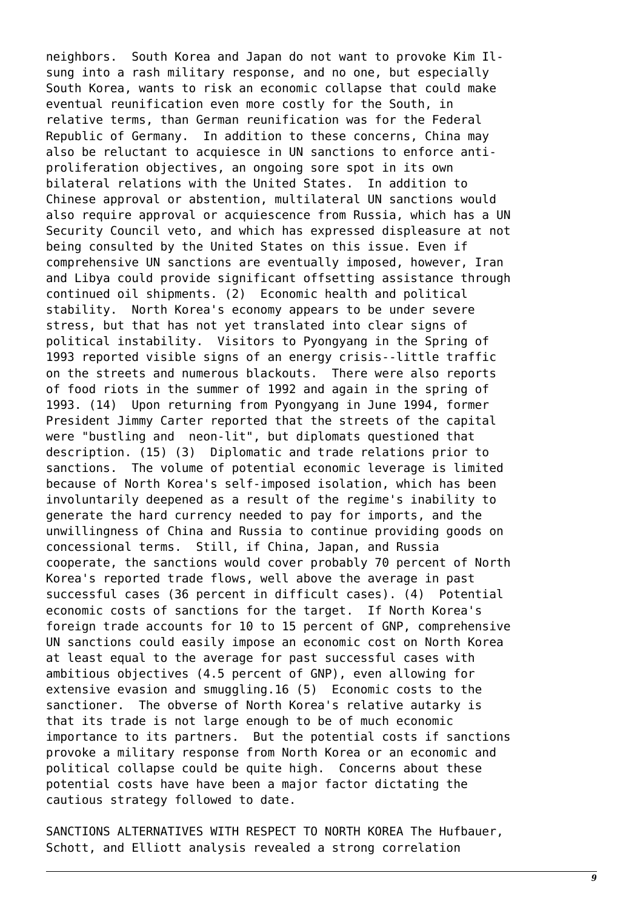neighbors. South Korea and Japan do not want to provoke Kim Il-sung into a rash military response, and no one, but especially South Korea, wants to risk an economic collapse that could make eventual reunification even more costly for the South, in relative terms, than German reunification was for the Federal Republic of Germany. In addition to these concerns, China may also be reluctant to acquiesce in UN sanctions to enforce anti-proliferation objectives, an ongoing sore spot in its own bilateral relations with the United States. In addition to Chinese approval or abstention, multilateral UN sanctions would also require approval or acquiescence from Russia, which has a UN Security Council veto, and which has expressed displeasure at not being consulted by the United States on this issue. Even if comprehensive UN sanctions are eventually imposed, however, Iran and Libya could provide significant offsetting assistance through continued oil shipments. (2) Economic health and political stability. North Korea's economy appears to be under severe stress, but that has not yet translated into clear signs of political instability. Visitors to Pyongyang in the Spring of 1993 reported visible signs of an energy crisis--little traffic on the streets and numerous blackouts. There were also reports of food riots in the summer of 1992 and again in the spring of 1993. (14) Upon returning from Pyongyang in June 1994, former President Jimmy Carter reported that the streets of the capital were "bustling and neon-lit", but diplomats questioned that description. (15) (3) Diplomatic and trade relations prior to sanctions. The volume of potential economic leverage is limited because of North Korea's self-imposed isolation, which has been involuntarily deepened as a result of the regime's inability to generate the hard currency needed to pay for imports, and the unwillingness of China and Russia to continue providing goods on concessional terms. Still, if China, Japan, and Russia cooperate, the sanctions would cover probably 70 percent of North Korea's reported trade flows, well above the average in past successful cases (36 percent in difficult cases). (4) Potential economic costs of sanctions for the target. If North Korea's foreign trade accounts for 10 to 15 percent of GNP, comprehensive UN sanctions could easily impose an economic cost on North Korea at least equal to the average for past successful cases with ambitious objectives (4.5 percent of GNP), even allowing for extensive evasion and smuggling.16 (5) Economic costs to the sanctioner. The obverse of North Korea's relative autarky is that its trade is not large enough to be of much economic importance to its partners. But the potential costs if sanctions provoke a military response from North Korea or an economic and political collapse could be quite high. Concerns about these potential costs have have been a major factor dictating the cautious strategy followed to date.

SANCTIONS ALTERNATIVES WITH RESPECT TO NORTH KOREA The Hufbauer, Schott, and Elliott analysis revealed a strong correlation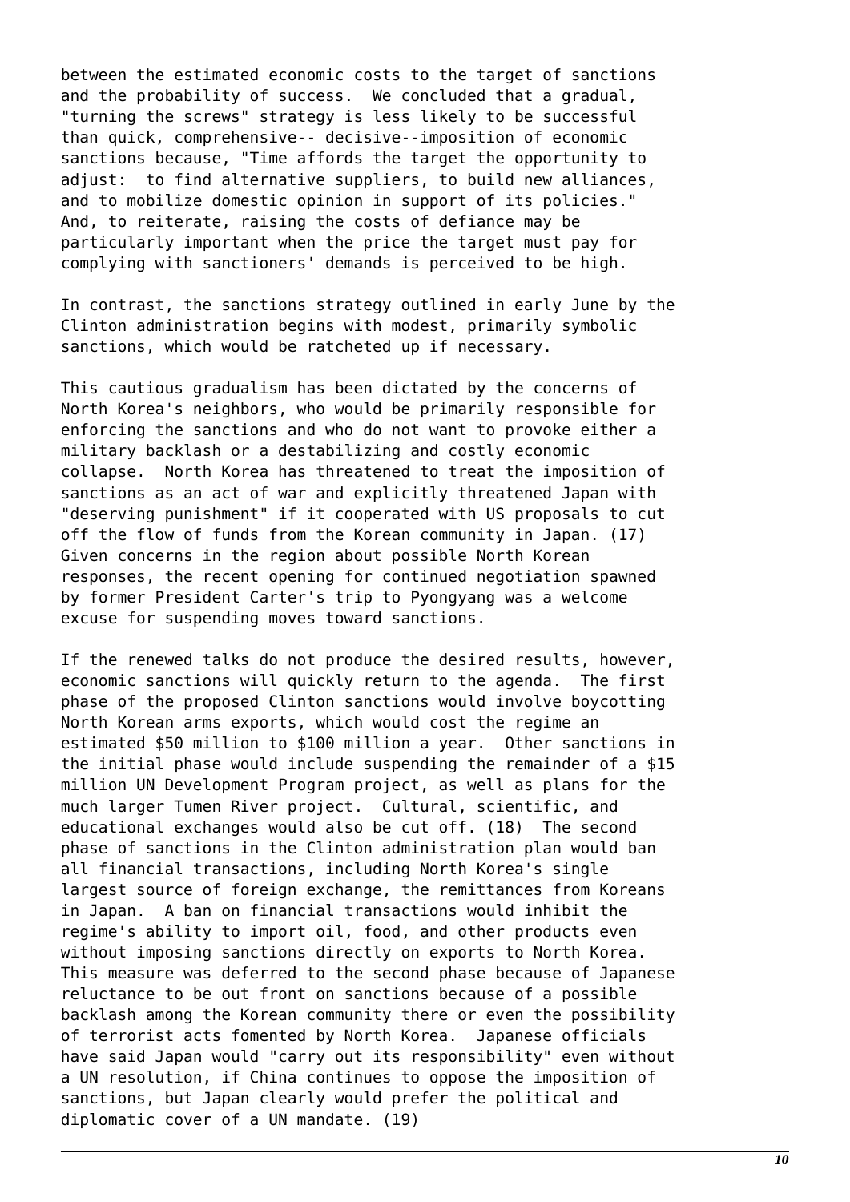between the estimated economic costs to the target of sanctions and the probability of success. We concluded that a gradual, "turning the screws" strategy is less likely to be successful than quick, comprehensive-- decisive--imposition of economic sanctions because, "Time affords the target the opportunity to adjust: to find alternative suppliers, to build new alliances, and to mobilize domestic opinion in support of its policies." And, to reiterate, raising the costs of defiance may be particularly important when the price the target must pay for complying with sanctioners' demands is perceived to be high.

In contrast, the sanctions strategy outlined in early June by the Clinton administration begins with modest, primarily symbolic sanctions, which would be ratcheted up if necessary.

This cautious gradualism has been dictated by the concerns of North Korea's neighbors, who would be primarily responsible for enforcing the sanctions and who do not want to provoke either a military backlash or a destabilizing and costly economic collapse. North Korea has threatened to treat the imposition of sanctions as an act of war and explicitly threatened Japan with "deserving punishment" if it cooperated with US proposals to cut off the flow of funds from the Korean community in Japan. (17) Given concerns in the region about possible North Korean responses, the recent opening for continued negotiation spawned by former President Carter's trip to Pyongyang was a welcome excuse for suspending moves toward sanctions.

If the renewed talks do not produce the desired results, however, economic sanctions will quickly return to the agenda. The first phase of the proposed Clinton sanctions would involve boycotting North Korean arms exports, which would cost the regime an estimated $50 million to $100 million a year. Other sanctions in the initial phase would include suspending the remainder of a $15 million UN Development Program project, as well as plans for the much larger Tumen River project. Cultural, scientific, and educational exchanges would also be cut off. (18) The second phase of sanctions in the Clinton administration plan would ban all financial transactions, including North Korea's single largest source of foreign exchange, the remittances from Koreans in Japan. A ban on financial transactions would inhibit the regime's ability to import oil, food, and other products even without imposing sanctions directly on exports to North Korea. This measure was deferred to the second phase because of Japanese reluctance to be out front on sanctions because of a possible backlash among the Korean community there or even the possibility of terrorist acts fomented by North Korea. Japanese officials have said Japan would "carry out its responsibility" even without a UN resolution, if China continues to oppose the imposition of sanctions, but Japan clearly would prefer the political and diplomatic cover of a UN mandate. (19)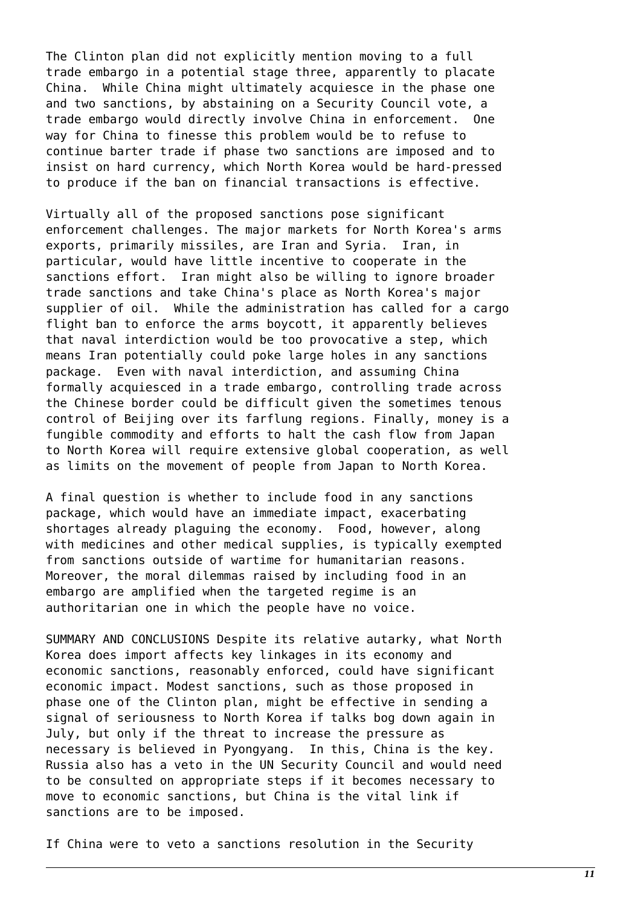The Clinton plan did not explicitly mention moving to a full trade embargo in a potential stage three, apparently to placate China. While China might ultimately acquiesce in the phase one and two sanctions, by abstaining on a Security Council vote, a trade embargo would directly involve China in enforcement. One way for China to finesse this problem would be to refuse to continue barter trade if phase two sanctions are imposed and to insist on hard currency, which North Korea would be hard-pressed to produce if the ban on financial transactions is effective.

Virtually all of the proposed sanctions pose significant enforcement challenges. The major markets for North Korea's arms exports, primarily missiles, are Iran and Syria. Iran, in particular, would have little incentive to cooperate in the sanctions effort. Iran might also be willing to ignore broader trade sanctions and take China's place as North Korea's major supplier of oil. While the administration has called for a cargo flight ban to enforce the arms boycott, it apparently believes that naval interdiction would be too provocative a step, which means Iran potentially could poke large holes in any sanctions package. Even with naval interdiction, and assuming China formally acquiesced in a trade embargo, controlling trade across the Chinese border could be difficult given the sometimes tenous control of Beijing over its farflung regions. Finally, money is a fungible commodity and efforts to halt the cash flow from Japan to North Korea will require extensive global cooperation, as well as limits on the movement of people from Japan to North Korea.

A final question is whether to include food in any sanctions package, which would have an immediate impact, exacerbating shortages already plaguing the economy. Food, however, along with medicines and other medical supplies, is typically exempted from sanctions outside of wartime for humanitarian reasons. Moreover, the moral dilemmas raised by including food in an embargo are amplified when the targeted regime is an authoritarian one in which the people have no voice.

SUMMARY AND CONCLUSIONS Despite its relative autarky, what North Korea does import affects key linkages in its economy and economic sanctions, reasonably enforced, could have significant economic impact. Modest sanctions, such as those proposed in phase one of the Clinton plan, might be effective in sending a signal of seriousness to North Korea if talks bog down again in July, but only if the threat to increase the pressure as necessary is believed in Pyongyang. In this, China is the key. Russia also has a veto in the UN Security Council and would need to be consulted on appropriate steps if it becomes necessary to move to economic sanctions, but China is the vital link if sanctions are to be imposed.

If China were to veto a sanctions resolution in the Security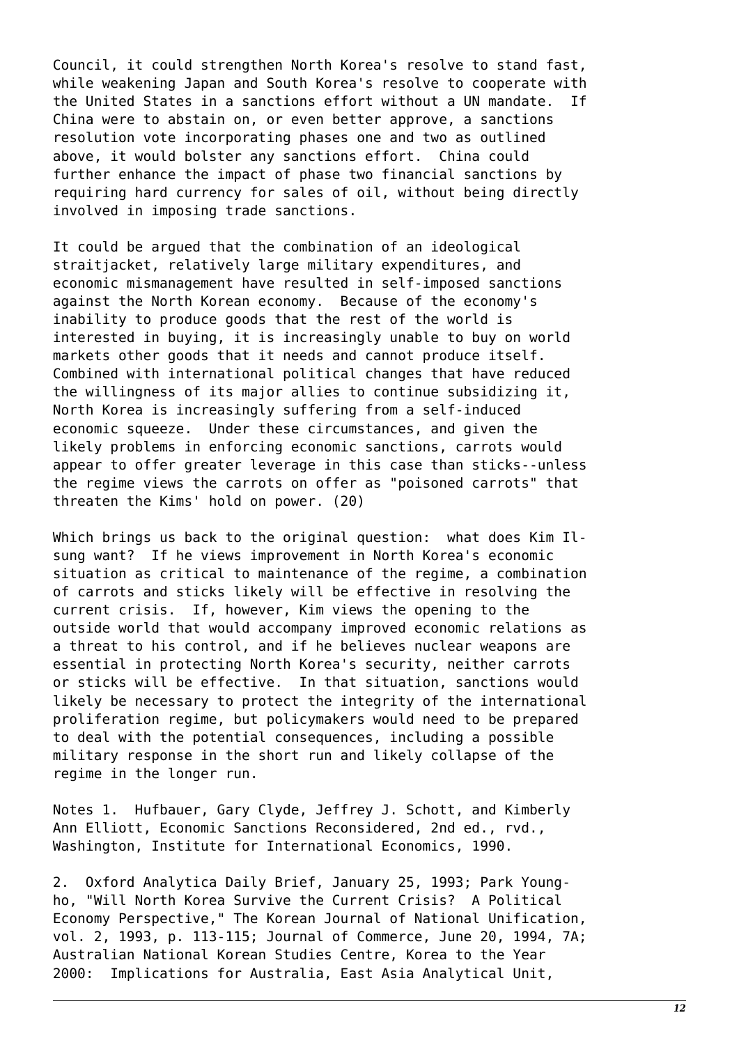Council, it could strengthen North Korea's resolve to stand fast, while weakening Japan and South Korea's resolve to cooperate with the United States in a sanctions effort without a UN mandate. If China were to abstain on, or even better approve, a sanctions resolution vote incorporating phases one and two as outlined above, it would bolster any sanctions effort. China could further enhance the impact of phase two financial sanctions by requiring hard currency for sales of oil, without being directly involved in imposing trade sanctions.

It could be argued that the combination of an ideological straitjacket, relatively large military expenditures, and economic mismanagement have resulted in self-imposed sanctions against the North Korean economy. Because of the economy's inability to produce goods that the rest of the world is interested in buying, it is increasingly unable to buy on world markets other goods that it needs and cannot produce itself. Combined with international political changes that have reduced the willingness of its major allies to continue subsidizing it, North Korea is increasingly suffering from a self-induced economic squeeze. Under these circumstances, and given the likely problems in enforcing economic sanctions, carrots would appear to offer greater leverage in this case than sticks--unless the regime views the carrots on offer as "poisoned carrots" that threaten the Kims' hold on power. (20)

Which brings us back to the original question: what does Kim Il-sung want? If he views improvement in North Korea's economic situation as critical to maintenance of the regime, a combination of carrots and sticks likely will be effective in resolving the current crisis. If, however, Kim views the opening to the outside world that would accompany improved economic relations as a threat to his control, and if he believes nuclear weapons are essential in protecting North Korea's security, neither carrots or sticks will be effective. In that situation, sanctions would likely be necessary to protect the integrity of the international proliferation regime, but policymakers would need to be prepared to deal with the potential consequences, including a possible military response in the short run and likely collapse of the regime in the longer run.

Notes 1. Hufbauer, Gary Clyde, Jeffrey J. Schott, and Kimberly Ann Elliott, Economic Sanctions Reconsidered, 2nd ed., rvd., Washington, Institute for International Economics, 1990.

2. Oxford Analytica Daily Brief, January 25, 1993; Park Young-ho, "Will North Korea Survive the Current Crisis? A Political Economy Perspective," The Korean Journal of National Unification, vol. 2, 1993, p. 113-115; Journal of Commerce, June 20, 1994, 7A; Australian National Korean Studies Centre, Korea to the Year 2000: Implications for Australia, East Asia Analytical Unit,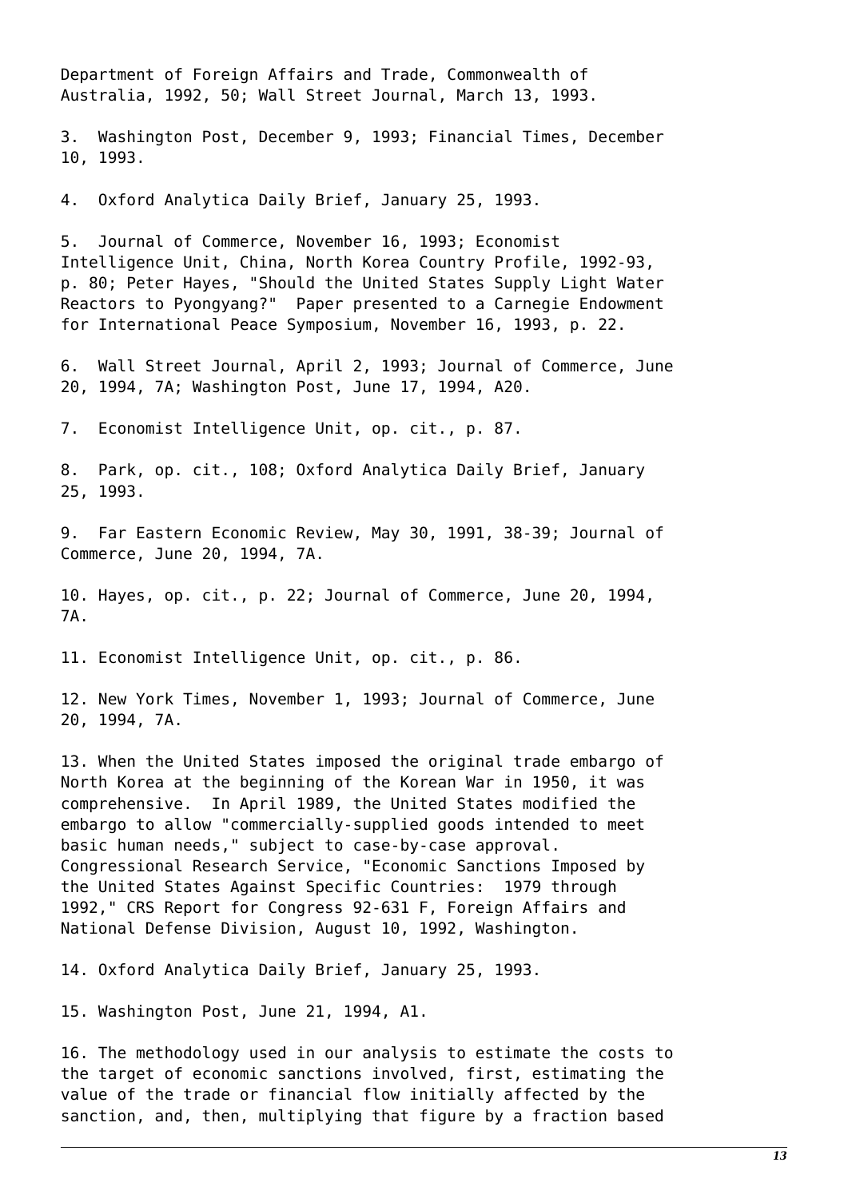Department of Foreign Affairs and Trade, Commonwealth of Australia, 1992, 50; Wall Street Journal, March 13, 1993.

3. Washington Post, December 9, 1993; Financial Times, December 10, 1993.

4. Oxford Analytica Daily Brief, January 25, 1993.

5. Journal of Commerce, November 16, 1993; Economist Intelligence Unit, China, North Korea Country Profile, 1992-93, p. 80; Peter Hayes, "Should the United States Supply Light Water Reactors to Pyongyang?" Paper presented to a Carnegie Endowment for International Peace Symposium, November 16, 1993, p. 22.

6. Wall Street Journal, April 2, 1993; Journal of Commerce, June 20, 1994, 7A; Washington Post, June 17, 1994, A20.

7. Economist Intelligence Unit, op. cit., p. 87.

8. Park, op. cit., 108; Oxford Analytica Daily Brief, January 25, 1993.

9. Far Eastern Economic Review, May 30, 1991, 38-39; Journal of Commerce, June 20, 1994, 7A.

10. Hayes, op. cit., p. 22; Journal of Commerce, June 20, 1994, 7A.

11. Economist Intelligence Unit, op. cit., p. 86.

12. New York Times, November 1, 1993; Journal of Commerce, June 20, 1994, 7A.

13. When the United States imposed the original trade embargo of North Korea at the beginning of the Korean War in 1950, it was comprehensive. In April 1989, the United States modified the embargo to allow "commercially-supplied goods intended to meet basic human needs," subject to case-by-case approval. Congressional Research Service, "Economic Sanctions Imposed by the United States Against Specific Countries: 1979 through 1992," CRS Report for Congress 92-631 F, Foreign Affairs and National Defense Division, August 10, 1992, Washington.

14. Oxford Analytica Daily Brief, January 25, 1993.

15. Washington Post, June 21, 1994, A1.

16. The methodology used in our analysis to estimate the costs to the target of economic sanctions involved, first, estimating the value of the trade or financial flow initially affected by the sanction, and, then, multiplying that figure by a fraction based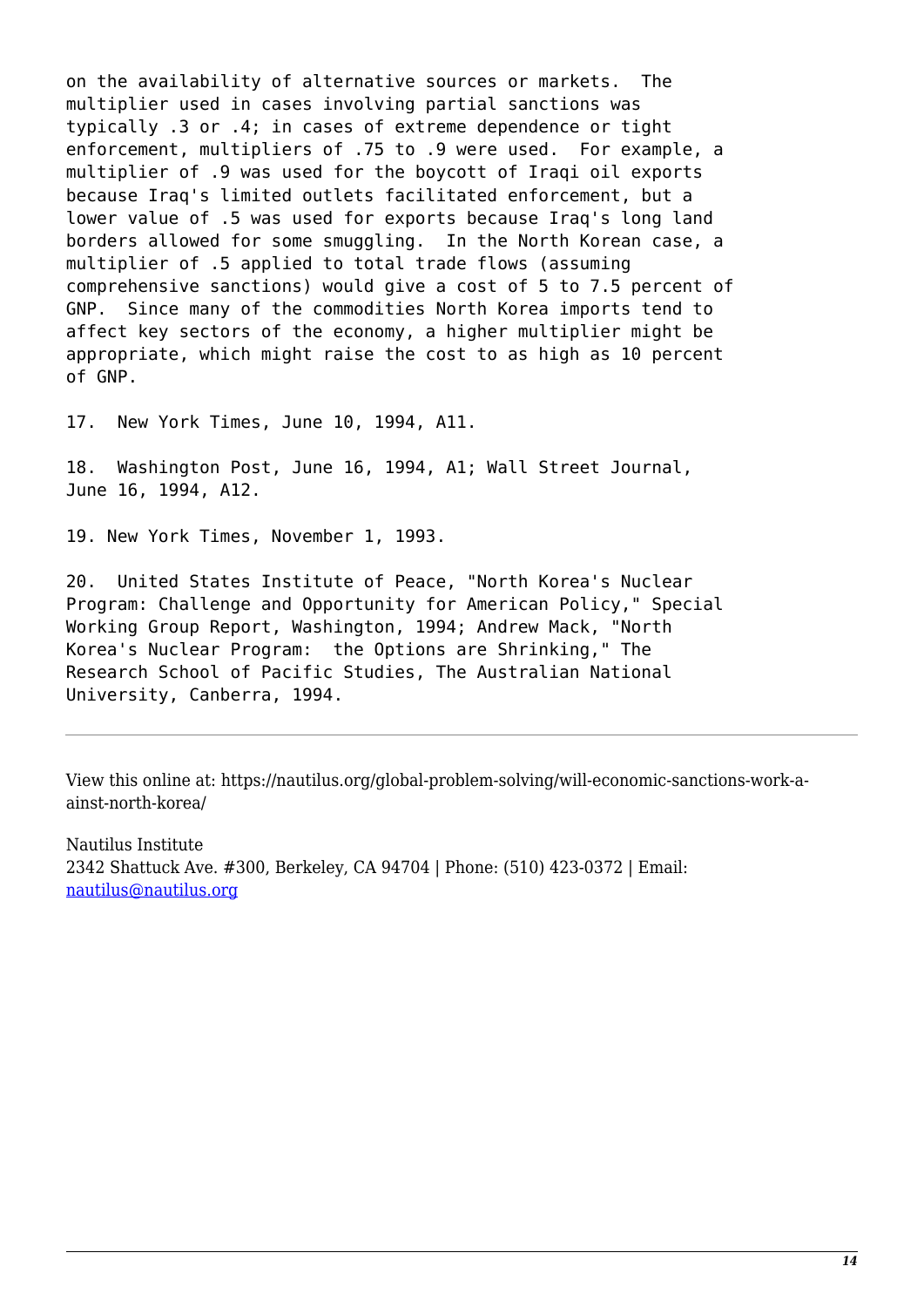on the availability of alternative sources or markets. The multiplier used in cases involving partial sanctions was typically .3 or .4; in cases of extreme dependence or tight enforcement, multipliers of .75 to .9 were used. For example, a multiplier of .9 was used for the boycott of Iraqi oil exports because Iraq's limited outlets facilitated enforcement, but a lower value of .5 was used for exports because Iraq's long land borders allowed for some smuggling. In the North Korean case, a multiplier of .5 applied to total trade flows (assuming comprehensive sanctions) would give a cost of 5 to 7.5 percent of GNP. Since many of the commodities North Korea imports tend to affect key sectors of the economy, a higher multiplier might be appropriate, which might raise the cost to as high as 10 percent of GNP.

17. New York Times, June 10, 1994, A11.

18. Washington Post, June 16, 1994, A1; Wall Street Journal, June 16, 1994, A12.

19. New York Times, November 1, 1993.

20. United States Institute of Peace, "North Korea's Nuclear Program: Challenge and Opportunity for American Policy," Special Working Group Report, Washington, 1994; Andrew Mack, "North Korea's Nuclear Program: the Options are Shrinking," The Research School of Pacific Studies, The Australian National University, Canberra, 1994.

---

View this online at: https://nautilus.org/global-problem-solving/will-economic-sanctions-work-a-ainst-north-korea/

Nautilus Institute
2342 Shattuck Ave. #300, Berkeley, CA 94704 | Phone: (510) 423-0372 | Email: nautilus@nautilus.org